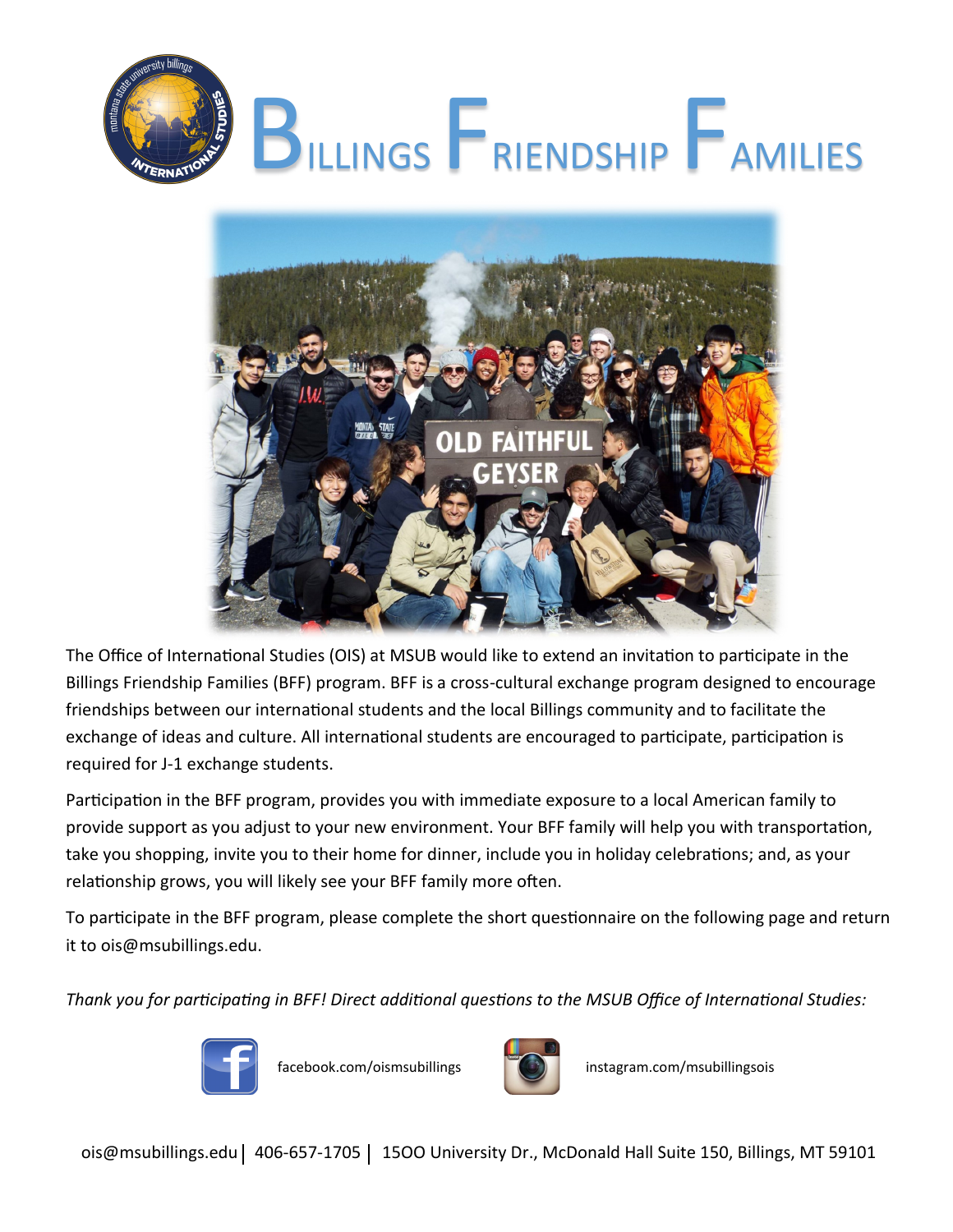# Billings Friendship Families

The Office of International Studies (OIS) at MSUB would like to extend an invitation to participate in the Billings Friendship Families (BFF) program. BFF is a cross-cultural exchange program designed to encourage friendships between our international students and the local Billings community and to facilitate the exchange of ideas and culture. All international students are encouraged to participate, participation is required for J-1 exchange students.

Participation in the BFF program, provides you with immediate exposure to a local American family to provide support as you adjust to your new environment. Your BFF family will help you with transportation, take you shopping, invite you to their home for dinner, include you in holiday celebrations; and, as your relationship grows, you will likely see your BFF family more often.

To participate in the BFF program, please complete the short questionnaire on the following page and return it to ois@msubillings.edu.

*Thank you for participating in BFF! Direct additional questions to the MSUB Office of International Studies:*

facebook.com/oismsubillings

instagram.com/msubillingsois

ois@msubillings.edu | 406-657-1705 | 15OO University Dr., McDonald Hall Suite 150, Billings, MT 59101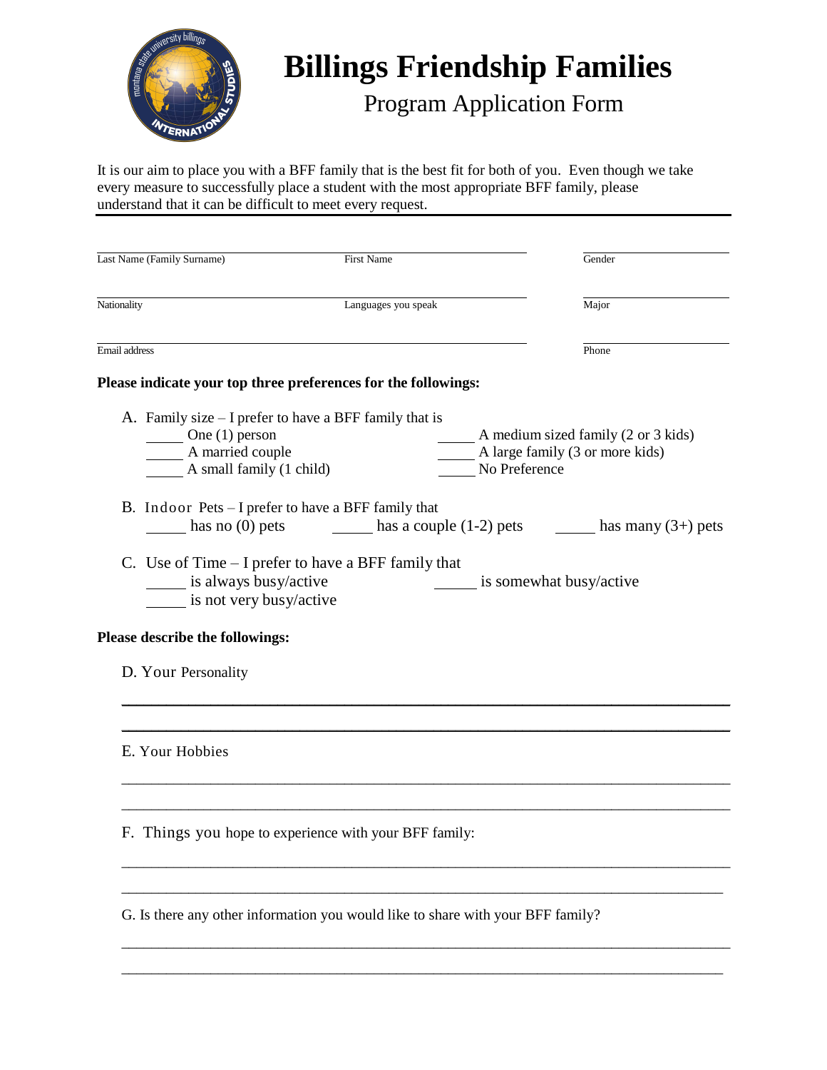# Billings Friendship Families

## Program Application Form

It is our aim to place you with a BFF family that is the best fit for both of you. Even though we take every measure to successfully place a student with the most appropriate BFF family, please understand that it can be difficult to meet every request.

Last Name (Family Surname) ____________ First Name ____________ Gender ____________

Nationality ____________ Languages you speak ____________ Major ____________

Email address ____________ Phone ____________

**Please indicate your top three preferences for the followings:**

A. Family size – I prefer to have a BFF family that is

- _____ One (1) person
- _____ A married couple
- _____ A small family (1 child)
- _____ A medium sized family (2 or 3 kids)
- _____ A large family (3 or more kids)
- _____ No Preference

B. Indoor Pets – I prefer to have a BFF family that

- _____ has no (0) pets
- _____ has a couple (1-2) pets
- _____ has many (3+) pets

C. Use of Time – I prefer to have a BFF family that

- _____ is always busy/active
- _____ is somewhat busy/active
- _____ is not very busy/active

**Please describe the followings:**

D. Your Personality

_______________________________________________________________________________

_______________________________________________________________________________

E. Your Hobbies

_______________________________________________________________________________

_______________________________________________________________________________

F. Things you hope to experience with your BFF family:

_______________________________________________________________________________

_______________________________________________________________________________

G. Is there any other information you would like to share with your BFF family?

_______________________________________________________________________________

_______________________________________________________________________________